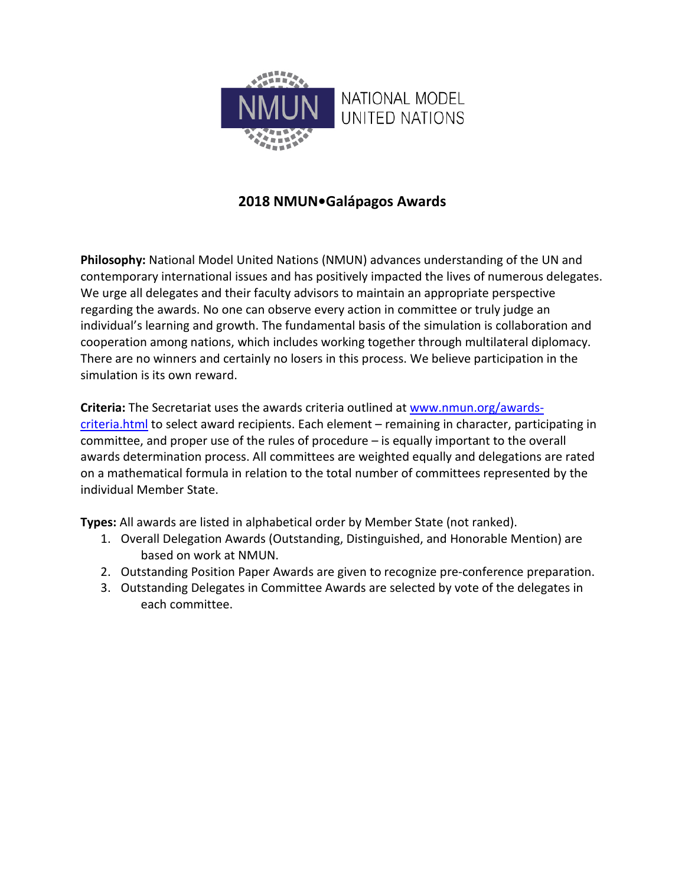NMUN NATIONAL MODEL UNITED NATIONS

# 2018 NMUN•Galápagos Awards

**Philosophy:** National Model United Nations (NMUN) advances understanding of the UN and contemporary international issues and has positively impacted the lives of numerous delegates. We urge all delegates and their faculty advisors to maintain an appropriate perspective regarding the awards. No one can observe every action in committee or truly judge an individual's learning and growth. The fundamental basis of the simulation is collaboration and cooperation among nations, which includes working together through multilateral diplomacy. There are no winners and certainly no losers in this process. We believe participation in the simulation is its own reward.

**Criteria:** The Secretariat uses the awards criteria outlined at [www.nmun.org/awards-criteria.html](www.nmun.org/awards-criteria.html) to select award recipients. Each element – remaining in character, participating in committee, and proper use of the rules of procedure – is equally important to the overall awards determination process. All committees are weighted equally and delegations are rated on a mathematical formula in relation to the total number of committees represented by the individual Member State.

**Types:** All awards are listed in alphabetical order by Member State (not ranked).

1. Overall Delegation Awards (Outstanding, Distinguished, and Honorable Mention) are based on work at NMUN.
2. Outstanding Position Paper Awards are given to recognize pre-conference preparation.
3. Outstanding Delegates in Committee Awards are selected by vote of the delegates in each committee.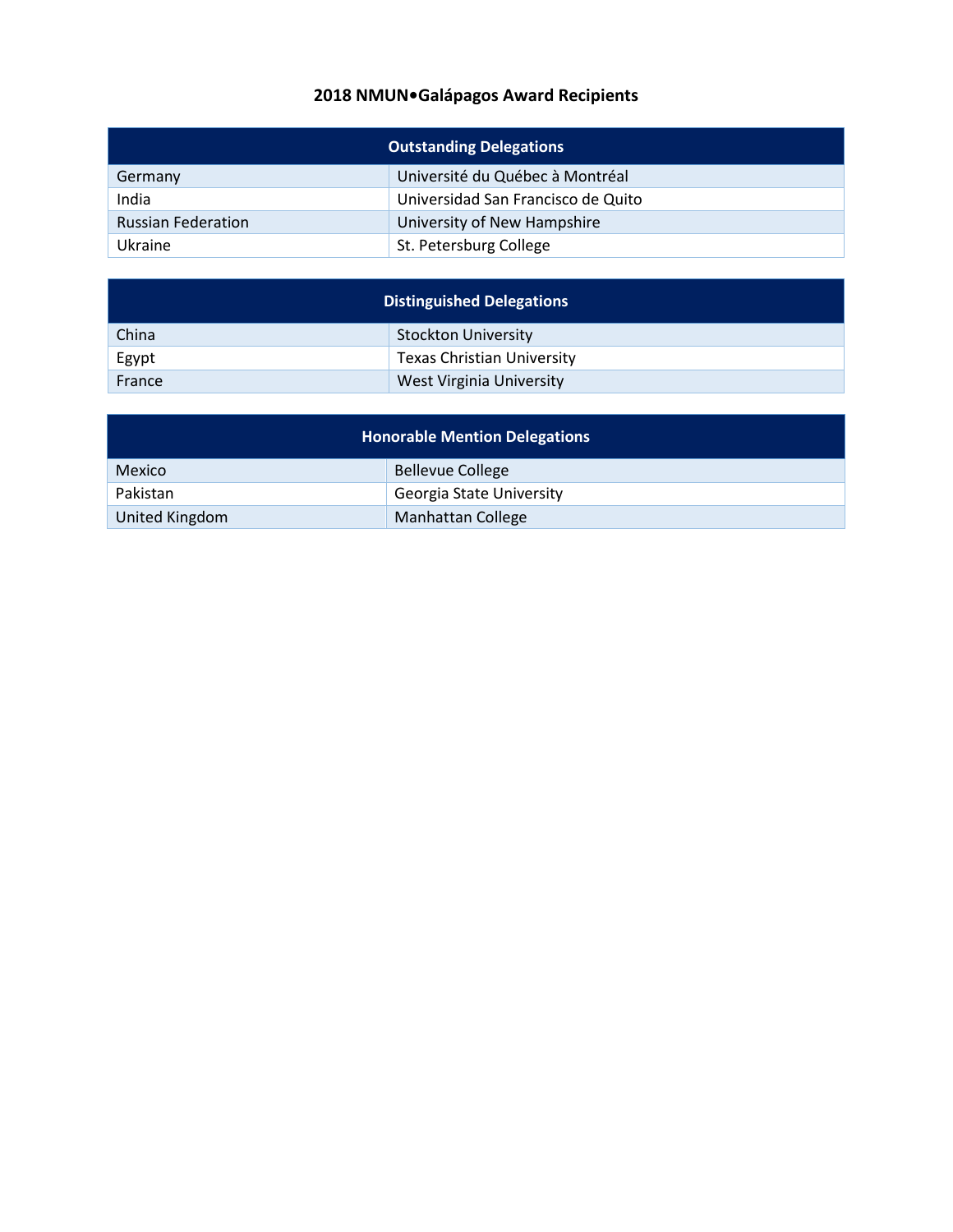## 2018 NMUN•Galápagos Award Recipients

| Outstanding Delegations | |
|---|---|
| Germany | Université du Québec à Montréal |
| India | Universidad San Francisco de Quito |
| Russian Federation | University of New Hampshire |
| Ukraine | St. Petersburg College |

| Distinguished Delegations | |
|---|---|
| China | Stockton University |
| Egypt | Texas Christian University |
| France | West Virginia University |

| Honorable Mention Delegations | |
|---|---|
| Mexico | Bellevue College |
| Pakistan | Georgia State University |
| United Kingdom | Manhattan College |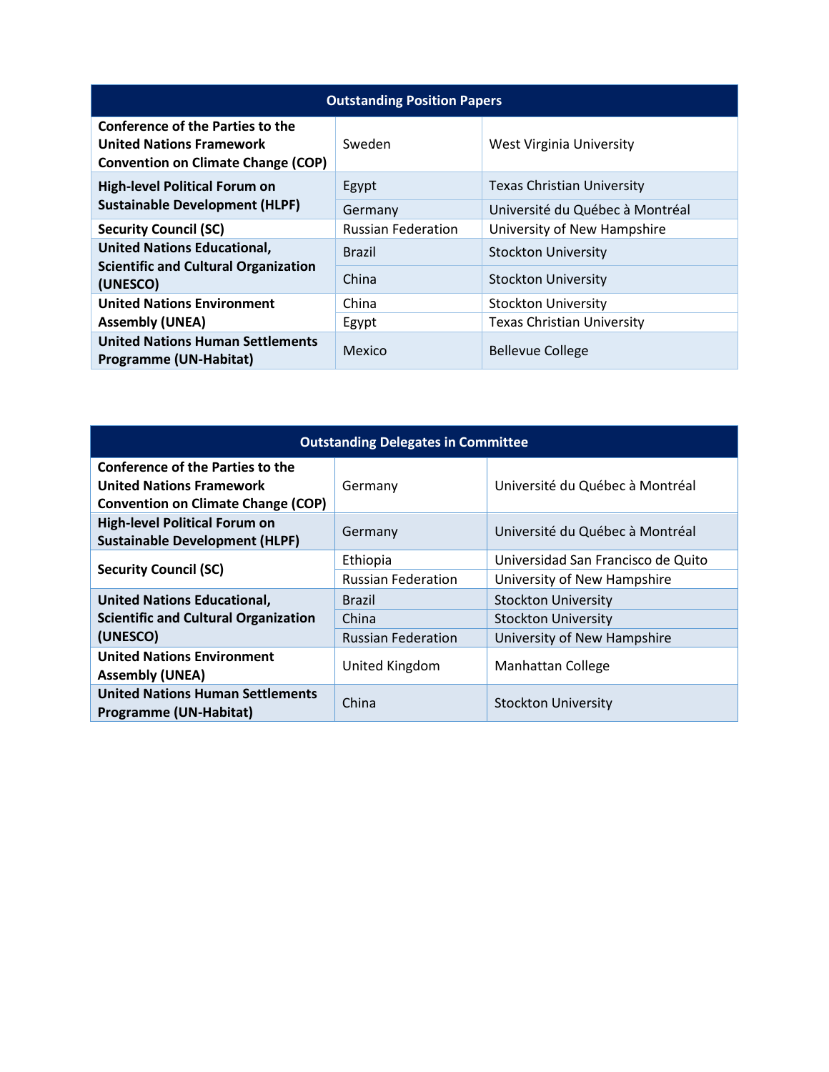| Outstanding Position Papers | | |
|---|---|---|
| **Conference of the Parties to the United Nations Framework Convention on Climate Change (COP)** | Sweden | West Virginia University |
| **High-level Political Forum on Sustainable Development (HLPF)** | Egypt | Texas Christian University |
| | Germany | Université du Québec à Montréal |
| **Security Council (SC)** | Russian Federation | University of New Hampshire |
| **United Nations Educational, Scientific and Cultural Organization (UNESCO)** | Brazil | Stockton University |
| | China | Stockton University |
| **United Nations Environment Assembly (UNEA)** | China | Stockton University |
| | Egypt | Texas Christian University |
| **United Nations Human Settlements Programme (UN-Habitat)** | Mexico | Bellevue College |

| Outstanding Delegates in Committee | | |
|---|---|---|
| **Conference of the Parties to the United Nations Framework Convention on Climate Change (COP)** | Germany | Université du Québec à Montréal |
| **High-level Political Forum on Sustainable Development (HLPF)** | Germany | Université du Québec à Montréal |
| **Security Council (SC)** | Ethiopia | Universidad San Francisco de Quito |
| | Russian Federation | University of New Hampshire |
| **United Nations Educational, Scientific and Cultural Organization (UNESCO)** | Brazil | Stockton University |
| | China | Stockton University |
| | Russian Federation | University of New Hampshire |
| **United Nations Environment Assembly (UNEA)** | United Kingdom | Manhattan College |
| **United Nations Human Settlements Programme (UN-Habitat)** | China | Stockton University |